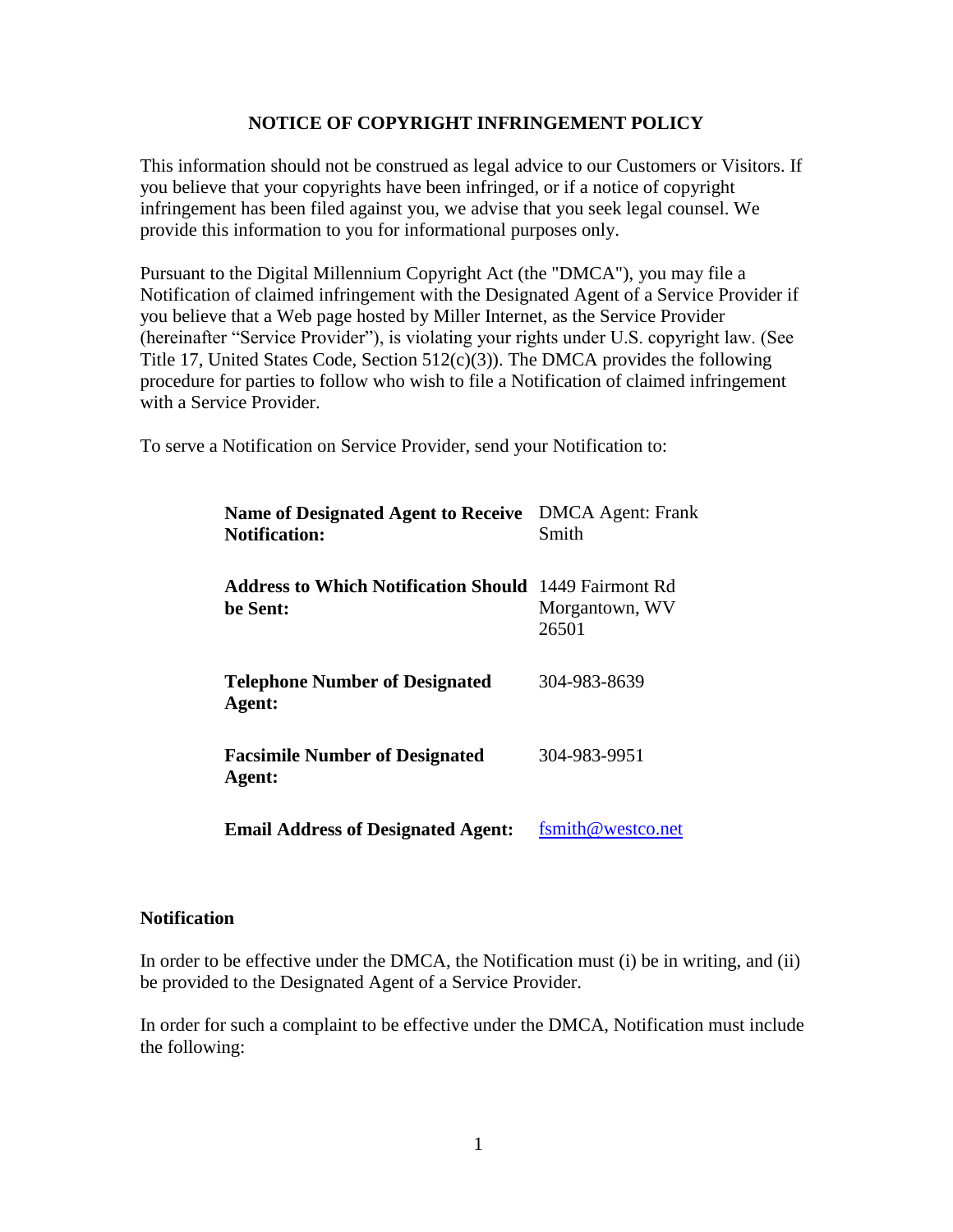# NOTICE OF COPYRIGHT INFRINGEMENT POLICY

This information should not be construed as legal advice to our Customers or Visitors. If you believe that your copyrights have been infringed, or if a notice of copyright infringement has been filed against you, we advise that you seek legal counsel. We provide this information to you for informational purposes only.

Pursuant to the Digital Millennium Copyright Act (the "DMCA"), you may file a Notification of claimed infringement with the Designated Agent of a Service Provider if you believe that a Web page hosted by Miller Internet, as the Service Provider (hereinafter "Service Provider"), is violating your rights under U.S. copyright law. (See Title 17, United States Code, Section 512(c)(3)). The DMCA provides the following procedure for parties to follow who wish to file a Notification of claimed infringement with a Service Provider.

To serve a Notification on Service Provider, send your Notification to:

| | |
|---|---|
| **Name of Designated Agent to Receive Notification:** | DMCA Agent: Frank Smith |
| **Address to Which Notification Should be Sent:** | 1449 Fairmont Rd Morgantown, WV 26501 |
| **Telephone Number of Designated Agent:** | 304-983-8639 |
| **Facsimile Number of Designated Agent:** | 304-983-9951 |
| **Email Address of Designated Agent:** | fsmith@westco.net |

## Notification

In order to be effective under the DMCA, the Notification must (i) be in writing, and (ii) be provided to the Designated Agent of a Service Provider.

In order for such a complaint to be effective under the DMCA, Notification must include the following: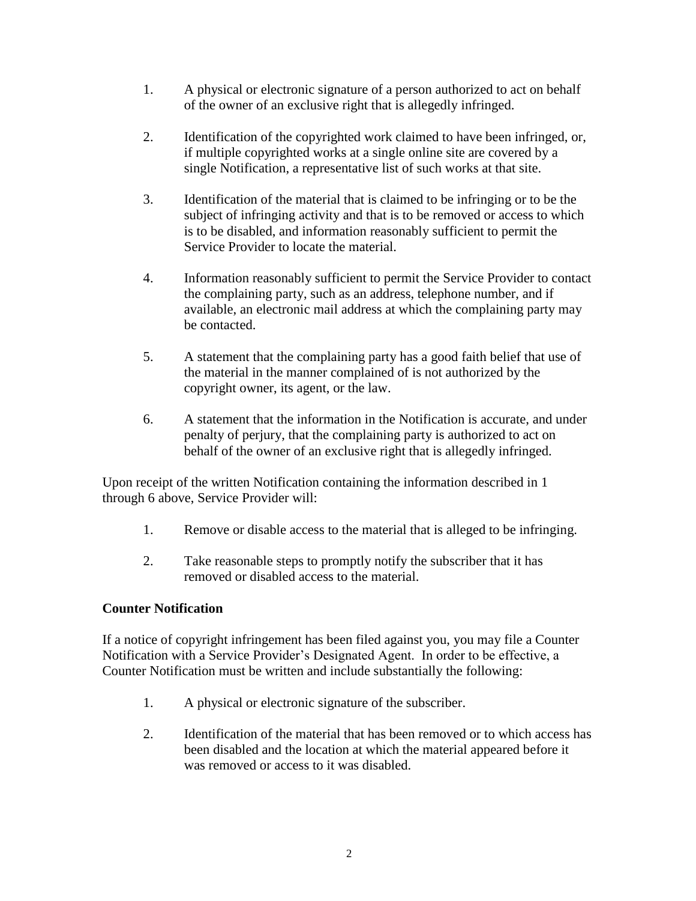1. A physical or electronic signature of a person authorized to act on behalf of the owner of an exclusive right that is allegedly infringed.

2. Identification of the copyrighted work claimed to have been infringed, or, if multiple copyrighted works at a single online site are covered by a single Notification, a representative list of such works at that site.

3. Identification of the material that is claimed to be infringing or to be the subject of infringing activity and that is to be removed or access to which is to be disabled, and information reasonably sufficient to permit the Service Provider to locate the material.

4. Information reasonably sufficient to permit the Service Provider to contact the complaining party, such as an address, telephone number, and if available, an electronic mail address at which the complaining party may be contacted.

5. A statement that the complaining party has a good faith belief that use of the material in the manner complained of is not authorized by the copyright owner, its agent, or the law.

6. A statement that the information in the Notification is accurate, and under penalty of perjury, that the complaining party is authorized to act on behalf of the owner of an exclusive right that is allegedly infringed.

Upon receipt of the written Notification containing the information described in 1 through 6 above, Service Provider will:

1. Remove or disable access to the material that is alleged to be infringing.

2. Take reasonable steps to promptly notify the subscriber that it has removed or disabled access to the material.

**Counter Notification**

If a notice of copyright infringement has been filed against you, you may file a Counter Notification with a Service Provider's Designated Agent. In order to be effective, a Counter Notification must be written and include substantially the following:

1. A physical or electronic signature of the subscriber.

2. Identification of the material that has been removed or to which access has been disabled and the location at which the material appeared before it was removed or access to it was disabled.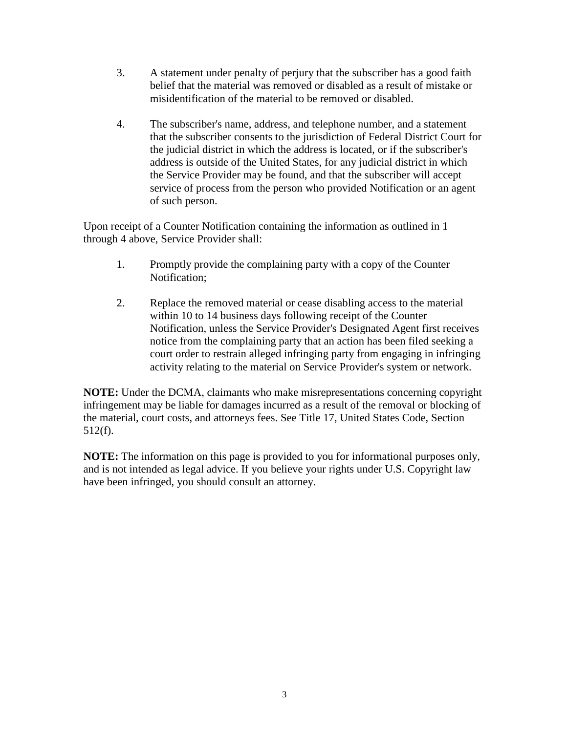3. A statement under penalty of perjury that the subscriber has a good faith belief that the material was removed or disabled as a result of mistake or misidentification of the material to be removed or disabled.

4. The subscriber's name, address, and telephone number, and a statement that the subscriber consents to the jurisdiction of Federal District Court for the judicial district in which the address is located, or if the subscriber's address is outside of the United States, for any judicial district in which the Service Provider may be found, and that the subscriber will accept service of process from the person who provided Notification or an agent of such person.

Upon receipt of a Counter Notification containing the information as outlined in 1 through 4 above, Service Provider shall:

1. Promptly provide the complaining party with a copy of the Counter Notification;

2. Replace the removed material or cease disabling access to the material within 10 to 14 business days following receipt of the Counter Notification, unless the Service Provider's Designated Agent first receives notice from the complaining party that an action has been filed seeking a court order to restrain alleged infringing party from engaging in infringing activity relating to the material on Service Provider's system or network.

**NOTE:** Under the DCMA, claimants who make misrepresentations concerning copyright infringement may be liable for damages incurred as a result of the removal or blocking of the material, court costs, and attorneys fees. See Title 17, United States Code, Section 512(f).

**NOTE:** The information on this page is provided to you for informational purposes only, and is not intended as legal advice. If you believe your rights under U.S. Copyright law have been infringed, you should consult an attorney.